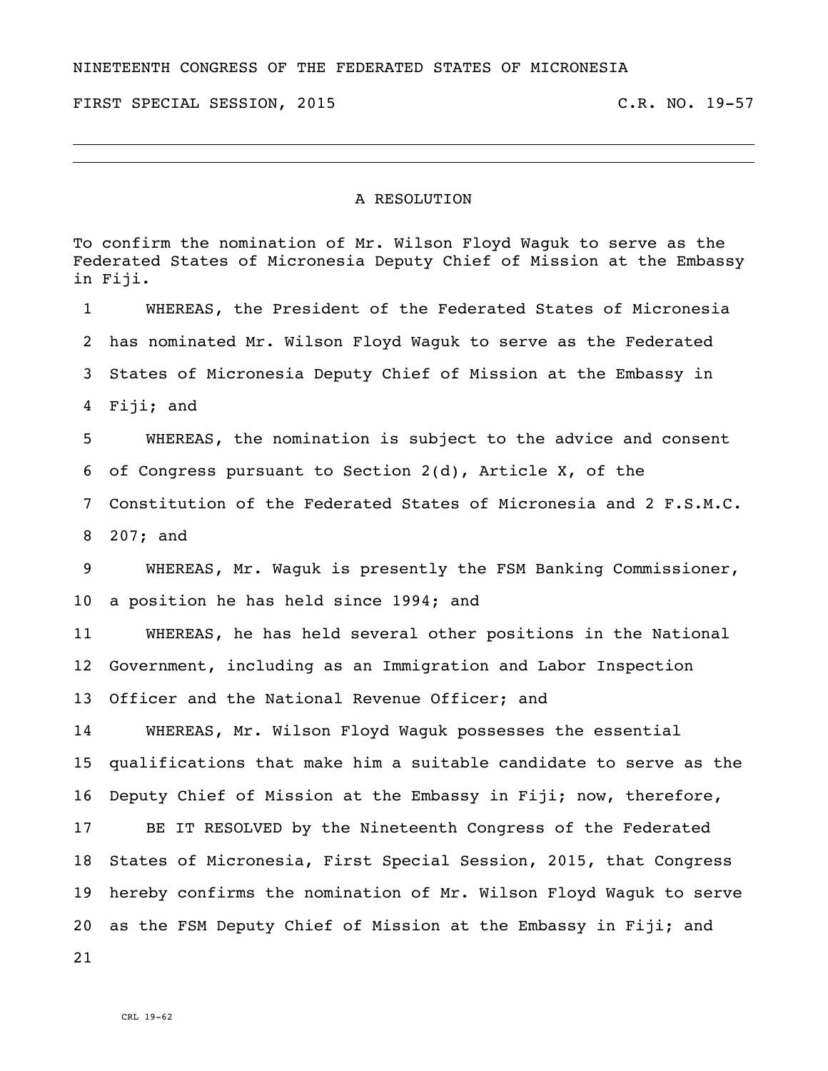NINETEENTH CONGRESS OF THE FEDERATED STATES OF MICRONESIA

FIRST SPECIAL SESSION, 2015 C.R. NO. 19-57

---

# A RESOLUTION

To confirm the nomination of Mr. Wilson Floyd Waguk to serve as the Federated States of Micronesia Deputy Chief of Mission at the Embassy in Fiji.

1 WHEREAS, the President of the Federated States of Micronesia
2 has nominated Mr. Wilson Floyd Waguk to serve as the Federated
3 States of Micronesia Deputy Chief of Mission at the Embassy in
4 Fiji; and
5 WHEREAS, the nomination is subject to the advice and consent
6 of Congress pursuant to Section 2(d), Article X, of the
7 Constitution of the Federated States of Micronesia and 2 F.S.M.C.
8 207; and
9 WHEREAS, Mr. Waguk is presently the FSM Banking Commissioner,
10 a position he has held since 1994; and
11 WHEREAS, he has held several other positions in the National
12 Government, including as an Immigration and Labor Inspection
13 Officer and the National Revenue Officer; and
14 WHEREAS, Mr. Wilson Floyd Waguk possesses the essential
15 qualifications that make him a suitable candidate to serve as the
16 Deputy Chief of Mission at the Embassy in Fiji; now, therefore,
17 BE IT RESOLVED by the Nineteenth Congress of the Federated
18 States of Micronesia, First Special Session, 2015, that Congress
19 hereby confirms the nomination of Mr. Wilson Floyd Waguk to serve
20 as the FSM Deputy Chief of Mission at the Embassy in Fiji; and
21

CRL 19-62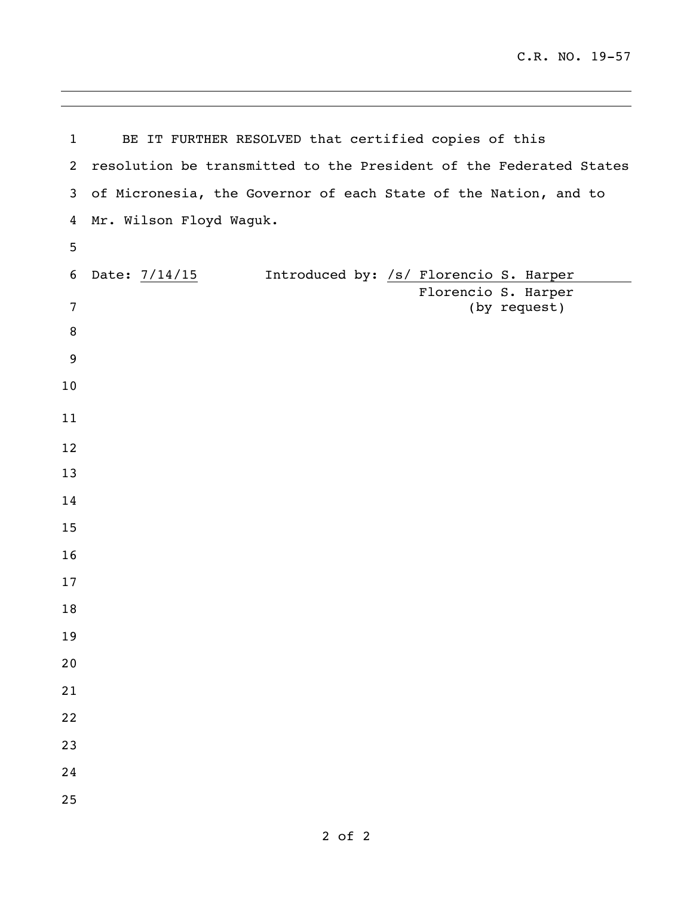BE IT FURTHER RESOLVED that certified copies of this resolution be transmitted to the President of the Federated States of Micronesia, the Governor of each State of the Nation, and to Mr. Wilson Floyd Waguk.

Date: 7/14/15

Introduced by: /s/ Florencio S. Harper
Florencio S. Harper
(by request)